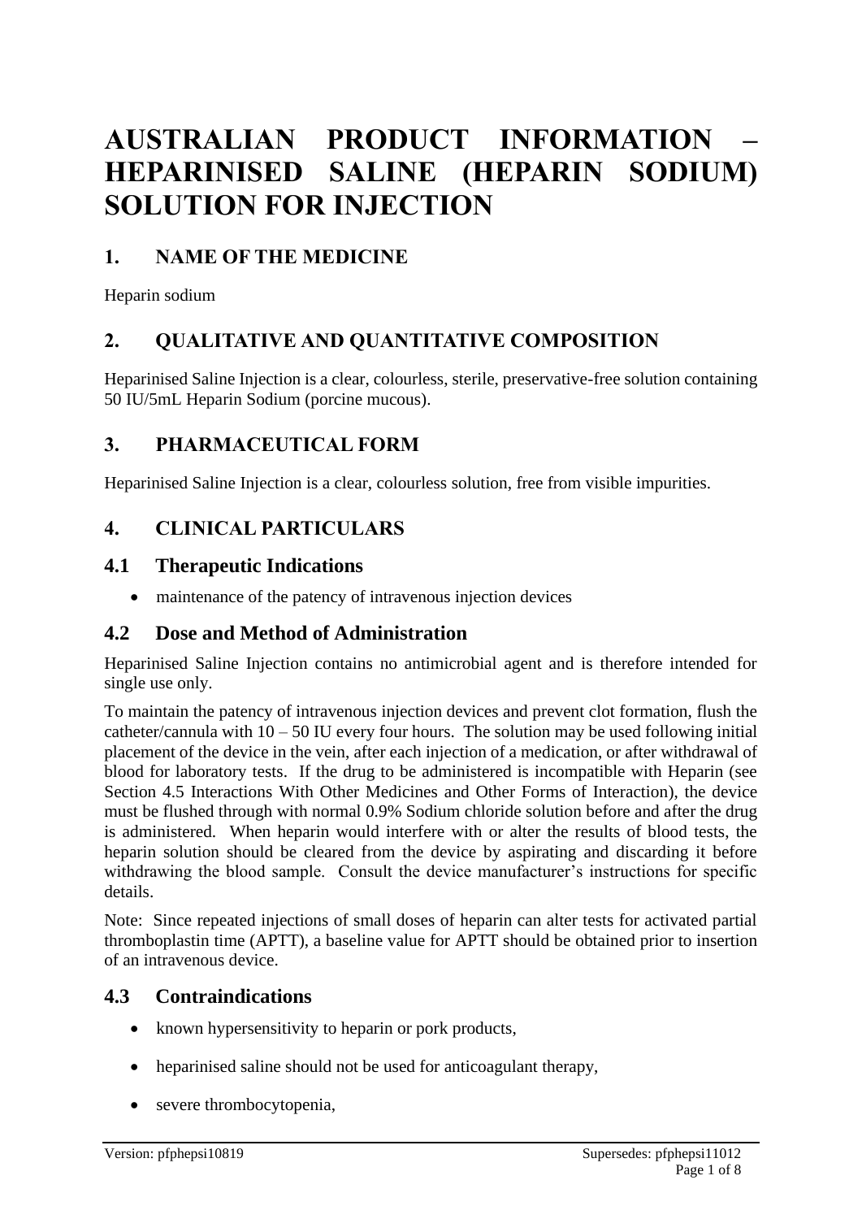# AUSTRALIAN PRODUCT INFORMATION – HEPARINISED SALINE (HEPARIN SODIUM) SOLUTION FOR INJECTION

## 1. NAME OF THE MEDICINE

Heparin sodium

## 2. QUALITATIVE AND QUANTITATIVE COMPOSITION

Heparinised Saline Injection is a clear, colourless, sterile, preservative-free solution containing 50 IU/5mL Heparin Sodium (porcine mucous).

## 3. PHARMACEUTICAL FORM

Heparinised Saline Injection is a clear, colourless solution, free from visible impurities.

## 4. CLINICAL PARTICULARS

### 4.1 Therapeutic Indications

- maintenance of the patency of intravenous injection devices

### 4.2 Dose and Method of Administration

Heparinised Saline Injection contains no antimicrobial agent and is therefore intended for single use only.

To maintain the patency of intravenous injection devices and prevent clot formation, flush the catheter/cannula with 10 – 50 IU every four hours. The solution may be used following initial placement of the device in the vein, after each injection of a medication, or after withdrawal of blood for laboratory tests. If the drug to be administered is incompatible with Heparin (see Section 4.5 Interactions With Other Medicines and Other Forms of Interaction), the device must be flushed through with normal 0.9% Sodium chloride solution before and after the drug is administered. When heparin would interfere with or alter the results of blood tests, the heparin solution should be cleared from the device by aspirating and discarding it before withdrawing the blood sample. Consult the device manufacturer's instructions for specific details.

Note: Since repeated injections of small doses of heparin can alter tests for activated partial thromboplastin time (APTT), a baseline value for APTT should be obtained prior to insertion of an intravenous device.

### 4.3 Contraindications

- known hypersensitivity to heparin or pork products,
- heparinised saline should not be used for anticoagulant therapy,
- severe thrombocytopenia,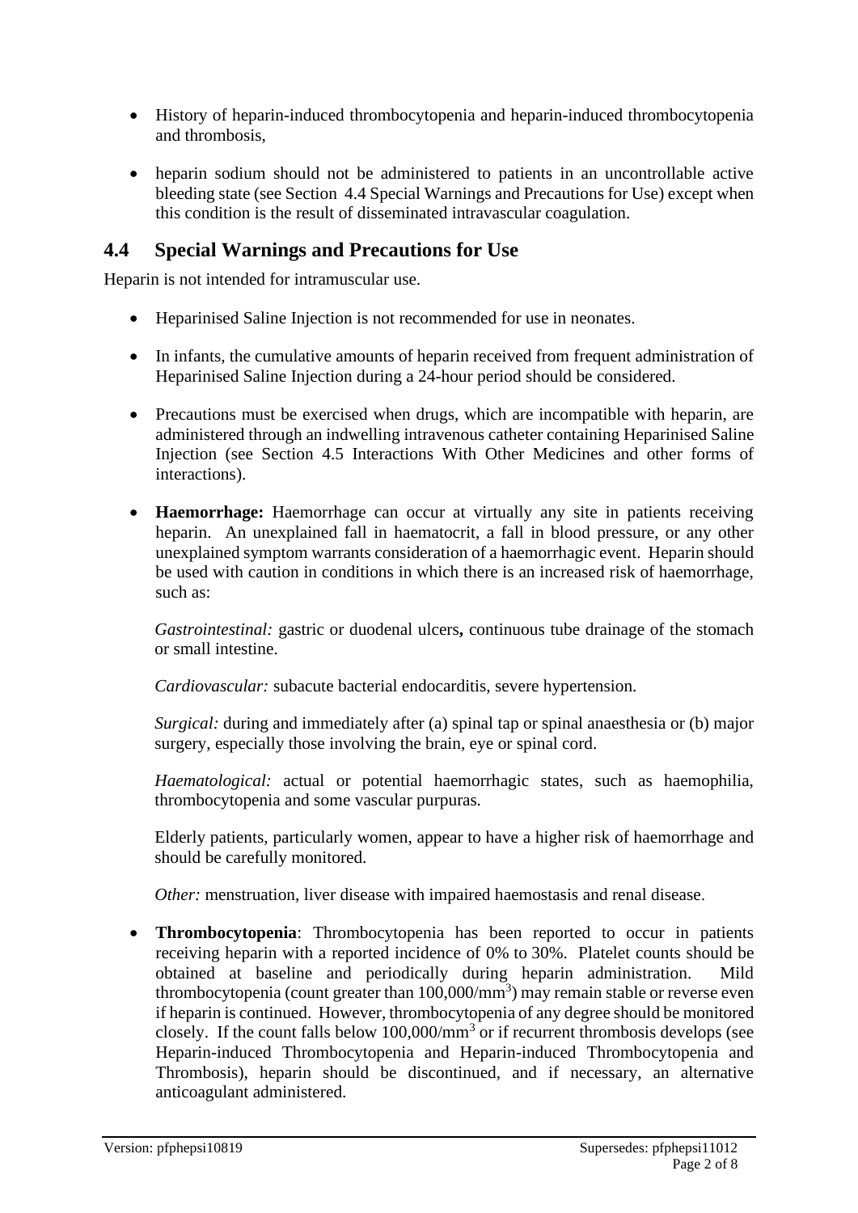- History of heparin-induced thrombocytopenia and heparin-induced thrombocytopenia and thrombosis,

- heparin sodium should not be administered to patients in an uncontrollable active bleeding state (see Section 4.4 Special Warnings and Precautions for Use) except when this condition is the result of disseminated intravascular coagulation.

## 4.4 Special Warnings and Precautions for Use

Heparin is not intended for intramuscular use.

- Heparinised Saline Injection is not recommended for use in neonates.

- In infants, the cumulative amounts of heparin received from frequent administration of Heparinised Saline Injection during a 24-hour period should be considered.

- Precautions must be exercised when drugs, which are incompatible with heparin, are administered through an indwelling intravenous catheter containing Heparinised Saline Injection (see Section 4.5 Interactions With Other Medicines and other forms of interactions).

- **Haemorrhage:** Haemorrhage can occur at virtually any site in patients receiving heparin. An unexplained fall in haematocrit, a fall in blood pressure, or any other unexplained symptom warrants consideration of a haemorrhagic event. Heparin should be used with caution in conditions in which there is an increased risk of haemorrhage, such as:

  *Gastrointestinal:* gastric or duodenal ulcers**,** continuous tube drainage of the stomach or small intestine.

  *Cardiovascular:* subacute bacterial endocarditis, severe hypertension.

  *Surgical:* during and immediately after (a) spinal tap or spinal anaesthesia or (b) major surgery, especially those involving the brain, eye or spinal cord.

  *Haematological:* actual or potential haemorrhagic states, such as haemophilia, thrombocytopenia and some vascular purpuras.

  Elderly patients, particularly women, appear to have a higher risk of haemorrhage and should be carefully monitored.

  *Other:* menstruation, liver disease with impaired haemostasis and renal disease.

- **Thrombocytopenia**: Thrombocytopenia has been reported to occur in patients receiving heparin with a reported incidence of 0% to 30%. Platelet counts should be obtained at baseline and periodically during heparin administration. Mild thrombocytopenia (count greater than 100,000/$mm^3$) may remain stable or reverse even if heparin is continued. However, thrombocytopenia of any degree should be monitored closely. If the count falls below 100,000/$mm^3$ or if recurrent thrombosis develops (see Heparin-induced Thrombocytopenia and Heparin-induced Thrombocytopenia and Thrombosis), heparin should be discontinued, and if necessary, an alternative anticoagulant administered.

Version: pfphepsi10819 Supersedes: pfphepsi11012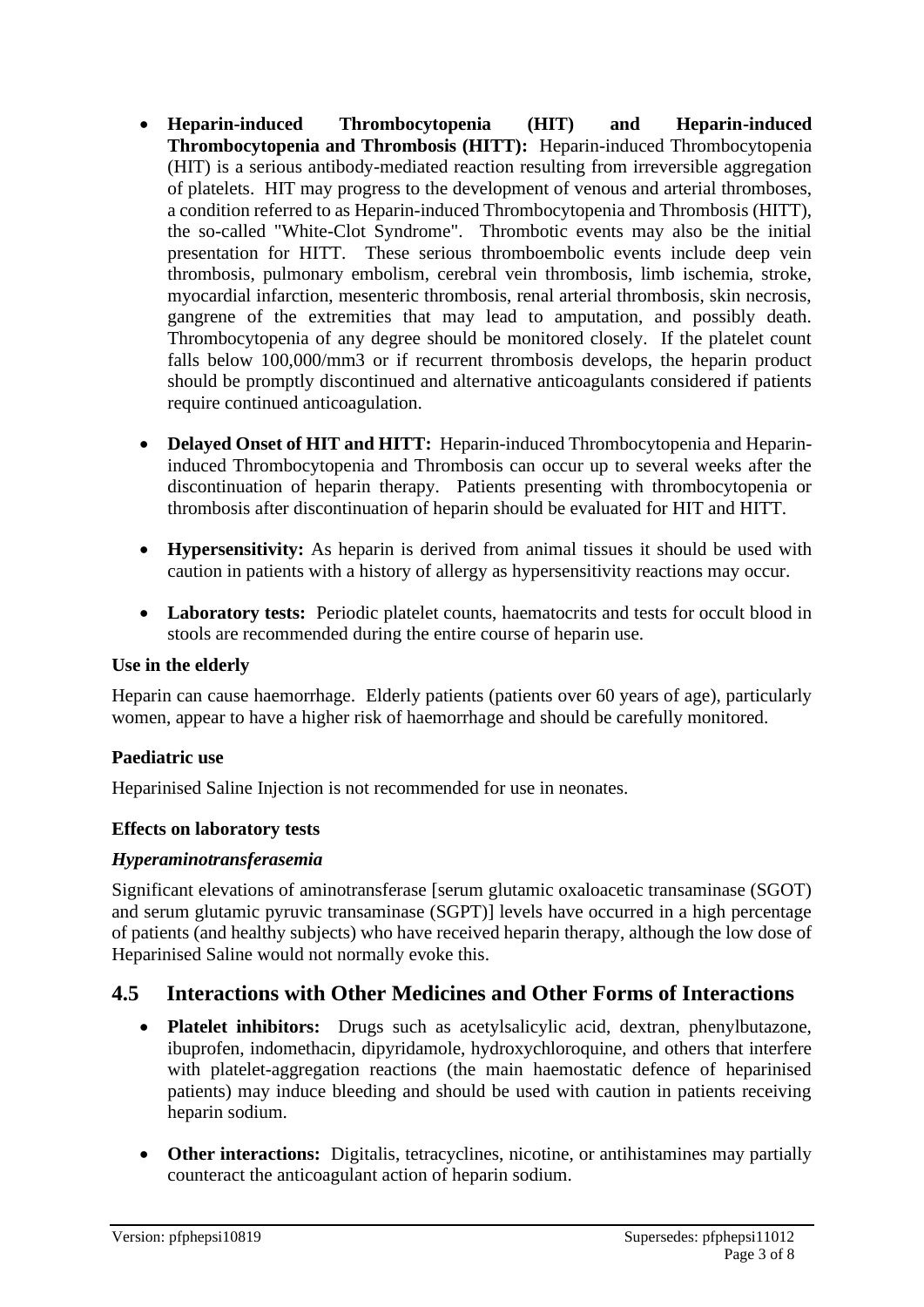- **Heparin-induced Thrombocytopenia (HIT) and Heparin-induced Thrombocytopenia and Thrombosis (HITT):** Heparin-induced Thrombocytopenia (HIT) is a serious antibody-mediated reaction resulting from irreversible aggregation of platelets. HIT may progress to the development of venous and arterial thromboses, a condition referred to as Heparin-induced Thrombocytopenia and Thrombosis (HITT), the so-called "White-Clot Syndrome". Thrombotic events may also be the initial presentation for HITT. These serious thromboembolic events include deep vein thrombosis, pulmonary embolism, cerebral vein thrombosis, limb ischemia, stroke, myocardial infarction, mesenteric thrombosis, renal arterial thrombosis, skin necrosis, gangrene of the extremities that may lead to amputation, and possibly death. Thrombocytopenia of any degree should be monitored closely. If the platelet count falls below 100,000/mm3 or if recurrent thrombosis develops, the heparin product should be promptly discontinued and alternative anticoagulants considered if patients require continued anticoagulation.

- **Delayed Onset of HIT and HITT:** Heparin-induced Thrombocytopenia and Heparin-induced Thrombocytopenia and Thrombosis can occur up to several weeks after the discontinuation of heparin therapy. Patients presenting with thrombocytopenia or thrombosis after discontinuation of heparin should be evaluated for HIT and HITT.

- **Hypersensitivity:** As heparin is derived from animal tissues it should be used with caution in patients with a history of allergy as hypersensitivity reactions may occur.

- **Laboratory tests:** Periodic platelet counts, haematocrits and tests for occult blood in stools are recommended during the entire course of heparin use.

**Use in the elderly**

Heparin can cause haemorrhage. Elderly patients (patients over 60 years of age), particularly women, appear to have a higher risk of haemorrhage and should be carefully monitored.

**Paediatric use**

Heparinised Saline Injection is not recommended for use in neonates.

**Effects on laboratory tests**

***Hyperaminotransferasemia***

Significant elevations of aminotransferase [serum glutamic oxaloacetic transaminase (SGOT) and serum glutamic pyruvic transaminase (SGPT)] levels have occurred in a high percentage of patients (and healthy subjects) who have received heparin therapy, although the low dose of Heparinised Saline would not normally evoke this.

## 4.5 Interactions with Other Medicines and Other Forms of Interactions

- **Platelet inhibitors:** Drugs such as acetylsalicylic acid, dextran, phenylbutazone, ibuprofen, indomethacin, dipyridamole, hydroxychloroquine, and others that interfere with platelet-aggregation reactions (the main haemostatic defence of heparinised patients) may induce bleeding and should be used with caution in patients receiving heparin sodium.

- **Other interactions:** Digitalis, tetracyclines, nicotine, or antihistamines may partially counteract the anticoagulant action of heparin sodium.

Version: pfphepsi10819 Supersedes: pfphepsi11012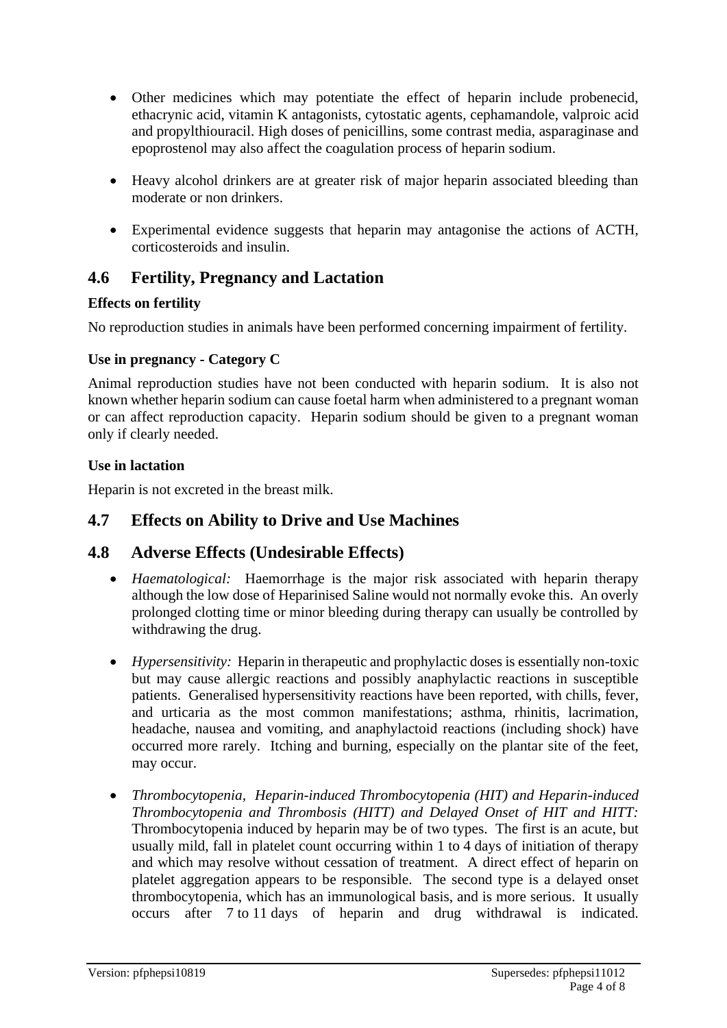- Other medicines which may potentiate the effect of heparin include probenecid, ethacrynic acid, vitamin K antagonists, cytostatic agents, cephamandole, valproic acid and propylthiouracil. High doses of penicillins, some contrast media, asparaginase and epoprostenol may also affect the coagulation process of heparin sodium.

- Heavy alcohol drinkers are at greater risk of major heparin associated bleeding than moderate or non drinkers.

- Experimental evidence suggests that heparin may antagonise the actions of ACTH, corticosteroids and insulin.

## 4.6 Fertility, Pregnancy and Lactation

**Effects on fertility**

No reproduction studies in animals have been performed concerning impairment of fertility.

**Use in pregnancy - Category C**

Animal reproduction studies have not been conducted with heparin sodium. It is also not known whether heparin sodium can cause foetal harm when administered to a pregnant woman or can affect reproduction capacity. Heparin sodium should be given to a pregnant woman only if clearly needed.

**Use in lactation**

Heparin is not excreted in the breast milk.

## 4.7 Effects on Ability to Drive and Use Machines

## 4.8 Adverse Effects (Undesirable Effects)

- *Haematological:* Haemorrhage is the major risk associated with heparin therapy although the low dose of Heparinised Saline would not normally evoke this. An overly prolonged clotting time or minor bleeding during therapy can usually be controlled by withdrawing the drug.

- *Hypersensitivity:* Heparin in therapeutic and prophylactic doses is essentially non-toxic but may cause allergic reactions and possibly anaphylactic reactions in susceptible patients. Generalised hypersensitivity reactions have been reported, with chills, fever, and urticaria as the most common manifestations; asthma, rhinitis, lacrimation, headache, nausea and vomiting, and anaphylactoid reactions (including shock) have occurred more rarely. Itching and burning, especially on the plantar site of the feet, may occur.

- *Thrombocytopenia, Heparin-induced Thrombocytopenia (HIT) and Heparin-induced Thrombocytopenia and Thrombosis (HITT) and Delayed Onset of HIT and HITT:* Thrombocytopenia induced by heparin may be of two types. The first is an acute, but usually mild, fall in platelet count occurring within 1 to 4 days of initiation of therapy and which may resolve without cessation of treatment. A direct effect of heparin on platelet aggregation appears to be responsible. The second type is a delayed onset thrombocytopenia, which has an immunological basis, and is more serious. It usually occurs after 7 to 11 days of heparin and drug withdrawal is indicated.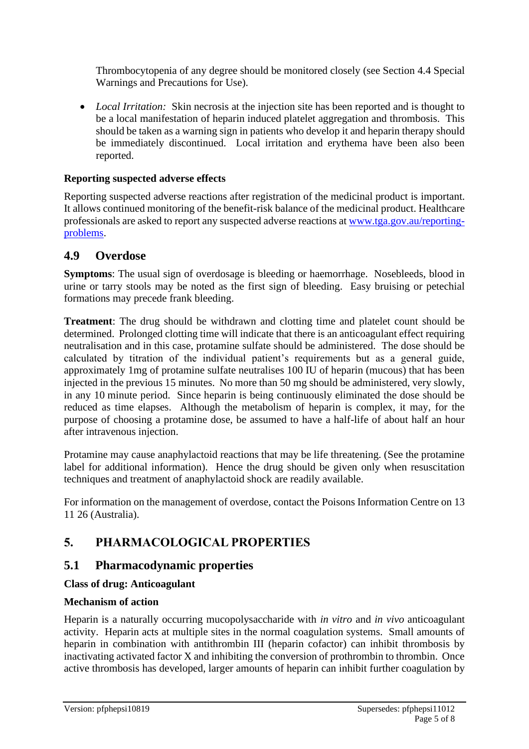Thrombocytopenia of any degree should be monitored closely (see Section 4.4 Special Warnings and Precautions for Use).

- *Local Irritation:* Skin necrosis at the injection site has been reported and is thought to be a local manifestation of heparin induced platelet aggregation and thrombosis. This should be taken as a warning sign in patients who develop it and heparin therapy should be immediately discontinued. Local irritation and erythema have been also been reported.

**Reporting suspected adverse effects**

Reporting suspected adverse reactions after registration of the medicinal product is important. It allows continued monitoring of the benefit-risk balance of the medicinal product. Healthcare professionals are asked to report any suspected adverse reactions at [www.tga.gov.au/reporting-problems](http://www.tga.gov.au/reporting-problems).

## 4.9 Overdose

**Symptoms**: The usual sign of overdosage is bleeding or haemorrhage. Nosebleeds, blood in urine or tarry stools may be noted as the first sign of bleeding. Easy bruising or petechial formations may precede frank bleeding.

**Treatment**: The drug should be withdrawn and clotting time and platelet count should be determined. Prolonged clotting time will indicate that there is an anticoagulant effect requiring neutralisation and in this case, protamine sulfate should be administered. The dose should be calculated by titration of the individual patient's requirements but as a general guide, approximately 1mg of protamine sulfate neutralises 100 IU of heparin (mucous) that has been injected in the previous 15 minutes. No more than 50 mg should be administered, very slowly, in any 10 minute period. Since heparin is being continuously eliminated the dose should be reduced as time elapses. Although the metabolism of heparin is complex, it may, for the purpose of choosing a protamine dose, be assumed to have a half-life of about half an hour after intravenous injection.

Protamine may cause anaphylactoid reactions that may be life threatening. (See the protamine label for additional information). Hence the drug should be given only when resuscitation techniques and treatment of anaphylactoid shock are readily available.

For information on the management of overdose, contact the Poisons Information Centre on 13 11 26 (Australia).

# 5. PHARMACOLOGICAL PROPERTIES

## 5.1 Pharmacodynamic properties

**Class of drug: Anticoagulant**

**Mechanism of action**

Heparin is a naturally occurring mucopolysaccharide with *in vitro* and *in vivo* anticoagulant activity. Heparin acts at multiple sites in the normal coagulation systems. Small amounts of heparin in combination with antithrombin III (heparin cofactor) can inhibit thrombosis by inactivating activated factor X and inhibiting the conversion of prothrombin to thrombin. Once active thrombosis has developed, larger amounts of heparin can inhibit further coagulation by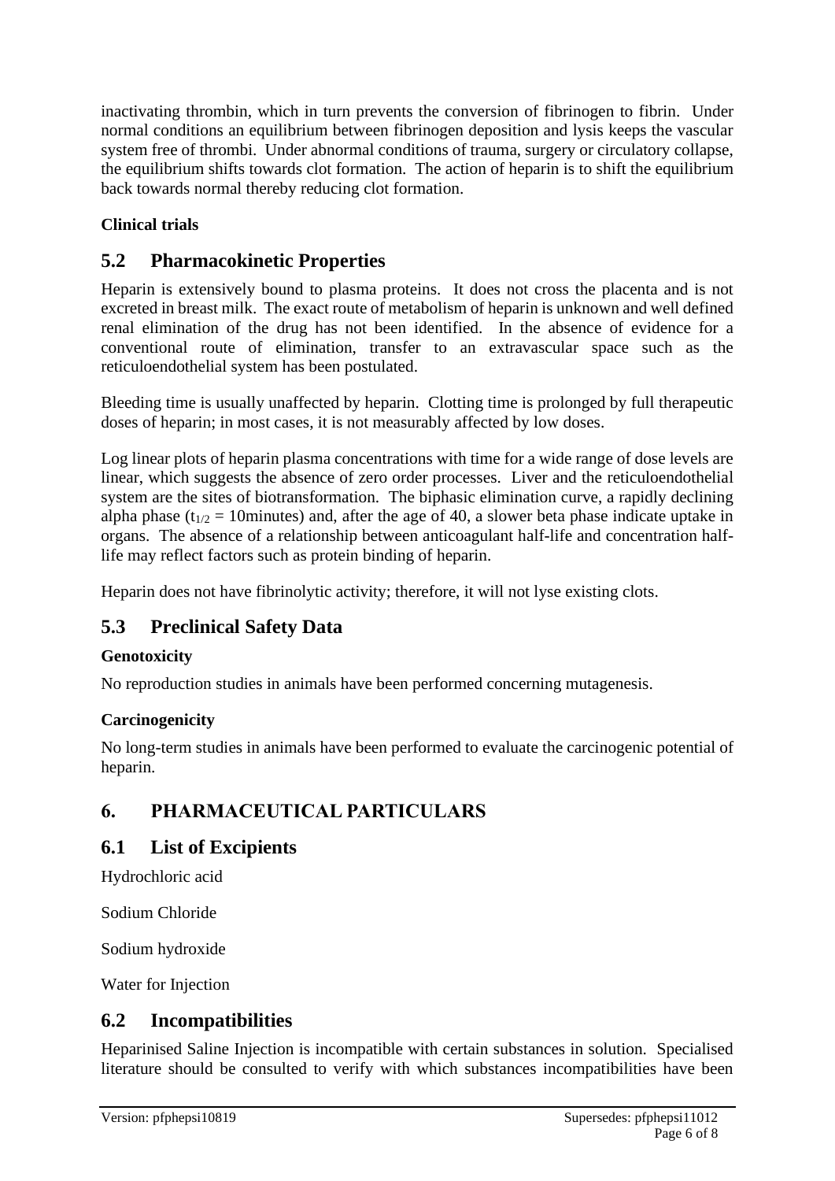inactivating thrombin, which in turn prevents the conversion of fibrinogen to fibrin. Under normal conditions an equilibrium between fibrinogen deposition and lysis keeps the vascular system free of thrombi. Under abnormal conditions of trauma, surgery or circulatory collapse, the equilibrium shifts towards clot formation. The action of heparin is to shift the equilibrium back towards normal thereby reducing clot formation.

**Clinical trials**

## 5.2 Pharmacokinetic Properties

Heparin is extensively bound to plasma proteins. It does not cross the placenta and is not excreted in breast milk. The exact route of metabolism of heparin is unknown and well defined renal elimination of the drug has not been identified. In the absence of evidence for a conventional route of elimination, transfer to an extravascular space such as the reticuloendothelial system has been postulated.

Bleeding time is usually unaffected by heparin. Clotting time is prolonged by full therapeutic doses of heparin; in most cases, it is not measurably affected by low doses.

Log linear plots of heparin plasma concentrations with time for a wide range of dose levels are linear, which suggests the absence of zero order processes. Liver and the reticuloendothelial system are the sites of biotransformation. The biphasic elimination curve, a rapidly declining alpha phase ($t_{1/2}$ = 10minutes) and, after the age of 40, a slower beta phase indicate uptake in organs. The absence of a relationship between anticoagulant half-life and concentration half-life may reflect factors such as protein binding of heparin.

Heparin does not have fibrinolytic activity; therefore, it will not lyse existing clots.

## 5.3 Preclinical Safety Data

**Genotoxicity**

No reproduction studies in animals have been performed concerning mutagenesis.

**Carcinogenicity**

No long-term studies in animals have been performed to evaluate the carcinogenic potential of heparin.

# 6. PHARMACEUTICAL PARTICULARS

## 6.1 List of Excipients

Hydrochloric acid

Sodium Chloride

Sodium hydroxide

Water for Injection

## 6.2 Incompatibilities

Heparinised Saline Injection is incompatible with certain substances in solution. Specialised literature should be consulted to verify with which substances incompatibilities have been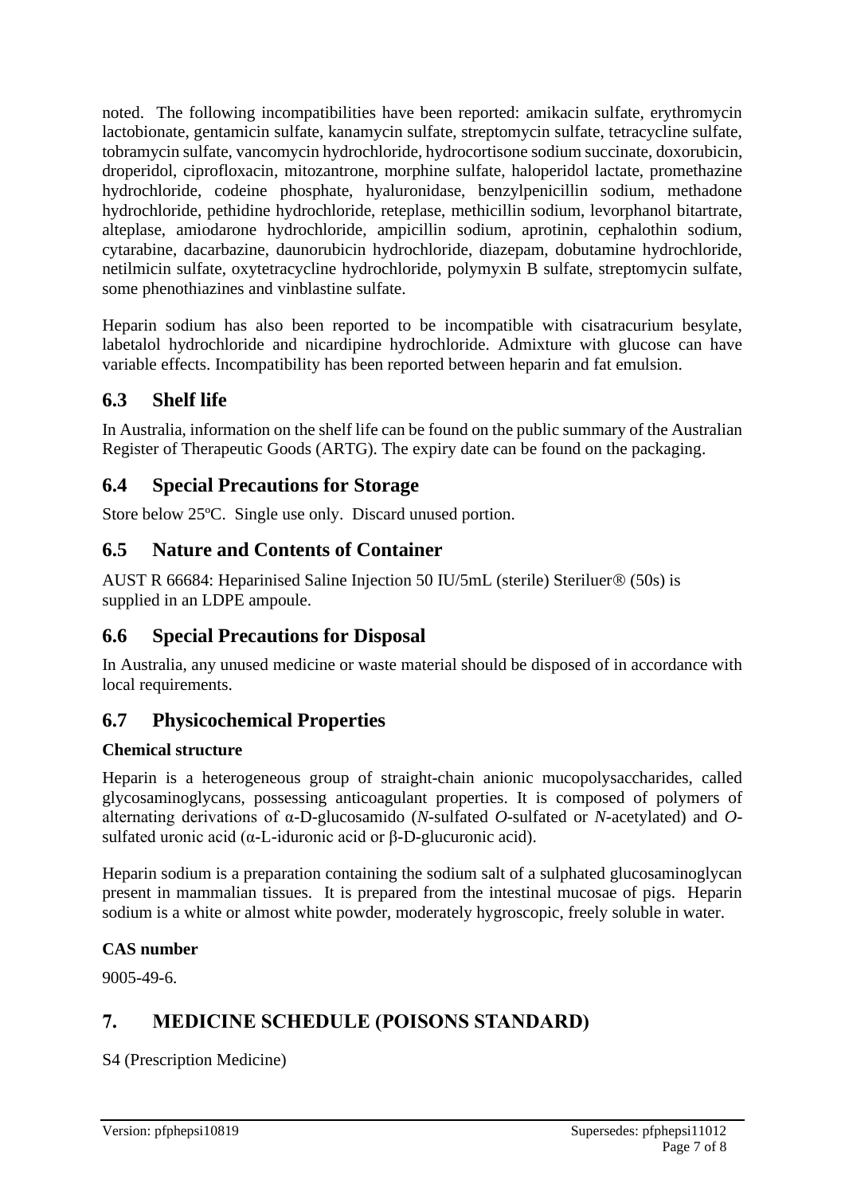noted. The following incompatibilities have been reported: amikacin sulfate, erythromycin lactobionate, gentamicin sulfate, kanamycin sulfate, streptomycin sulfate, tetracycline sulfate, tobramycin sulfate, vancomycin hydrochloride, hydrocortisone sodium succinate, doxorubicin, droperidol, ciprofloxacin, mitozantrone, morphine sulfate, haloperidol lactate, promethazine hydrochloride, codeine phosphate, hyaluronidase, benzylpenicillin sodium, methadone hydrochloride, pethidine hydrochloride, reteplase, methicillin sodium, levorphanol bitartrate, alteplase, amiodarone hydrochloride, ampicillin sodium, aprotinin, cephalothin sodium, cytarabine, dacarbazine, daunorubicin hydrochloride, diazepam, dobutamine hydrochloride, netilmicin sulfate, oxytetracycline hydrochloride, polymyxin B sulfate, streptomycin sulfate, some phenothiazines and vinblastine sulfate.

Heparin sodium has also been reported to be incompatible with cisatracurium besylate, labetalol hydrochloride and nicardipine hydrochloride. Admixture with glucose can have variable effects. Incompatibility has been reported between heparin and fat emulsion.

## 6.3 Shelf life

In Australia, information on the shelf life can be found on the public summary of the Australian Register of Therapeutic Goods (ARTG). The expiry date can be found on the packaging.

## 6.4 Special Precautions for Storage

Store below 25ºC. Single use only. Discard unused portion.

## 6.5 Nature and Contents of Container

AUST R 66684: Heparinised Saline Injection 50 IU/5mL (sterile) Steriluer® (50s) is supplied in an LDPE ampoule.

## 6.6 Special Precautions for Disposal

In Australia, any unused medicine or waste material should be disposed of in accordance with local requirements.

## 6.7 Physicochemical Properties

**Chemical structure**

Heparin is a heterogeneous group of straight-chain anionic mucopolysaccharides, called glycosaminoglycans, possessing anticoagulant properties. It is composed of polymers of alternating derivations of α-D-glucosamido (*N*-sulfated *O*-sulfated or *N*-acetylated) and *O*-sulfated uronic acid (α-L-iduronic acid or β-D-glucuronic acid).

Heparin sodium is a preparation containing the sodium salt of a sulphated glucosaminoglycan present in mammalian tissues. It is prepared from the intestinal mucosae of pigs. Heparin sodium is a white or almost white powder, moderately hygroscopic, freely soluble in water.

**CAS number**

9005-49-6.

# 7. MEDICINE SCHEDULE (POISONS STANDARD)

S4 (Prescription Medicine)

Version: pfphepsi10819 Supersedes: pfphepsi11012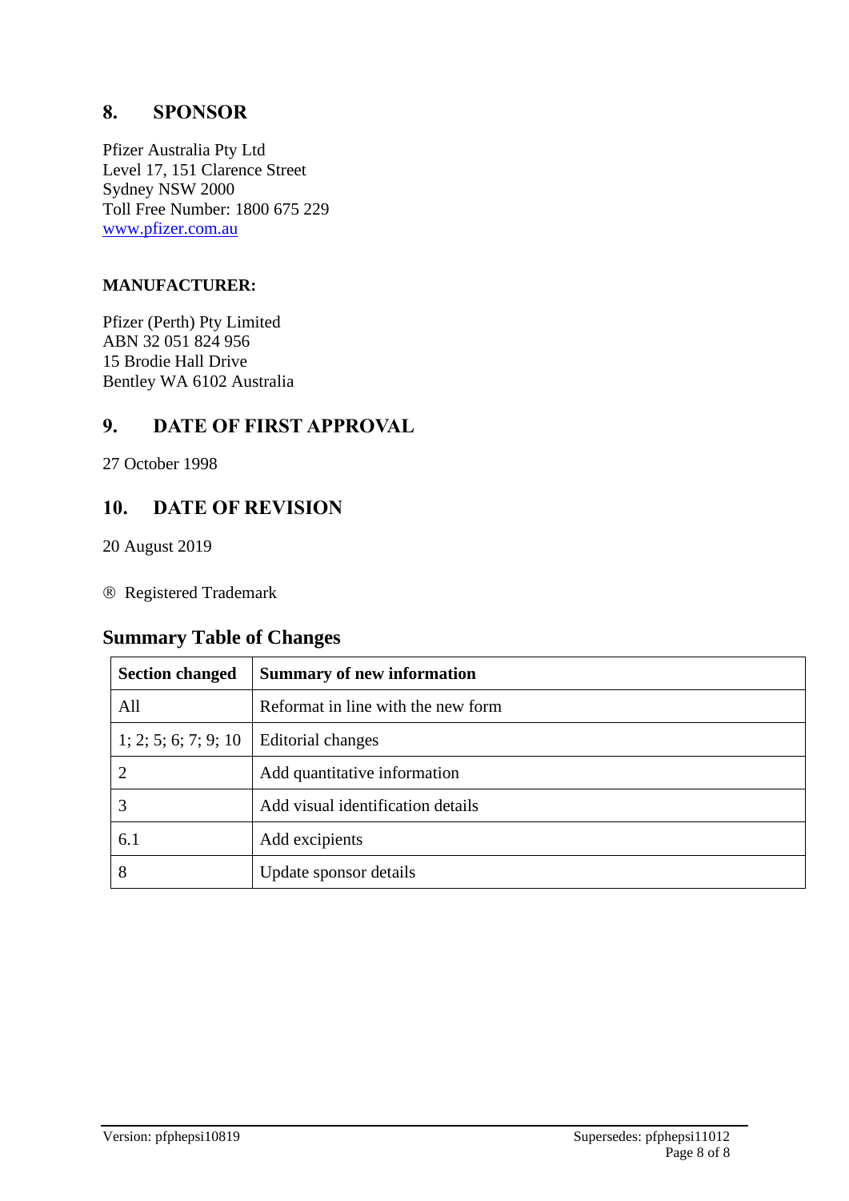## 8. SPONSOR

Pfizer Australia Pty Ltd
Level 17, 151 Clarence Street
Sydney NSW 2000
Toll Free Number: 1800 675 229
www.pfizer.com.au

**MANUFACTURER:**

Pfizer (Perth) Pty Limited
ABN 32 051 824 956
15 Brodie Hall Drive
Bentley WA 6102 Australia

## 9. DATE OF FIRST APPROVAL

27 October 1998

## 10. DATE OF REVISION

20 August 2019

® Registered Trademark

## Summary Table of Changes

| Section changed | Summary of new information |
|---|---|
| All | Reformat in line with the new form |
| 1; 2; 5; 6; 7; 9; 10 | Editorial changes |
| 2 | Add quantitative information |
| 3 | Add visual identification details |
| 6.1 | Add excipients |
| 8 | Update sponsor details |

Version: pfphepsi10819 Supersedes: pfphepsi11012